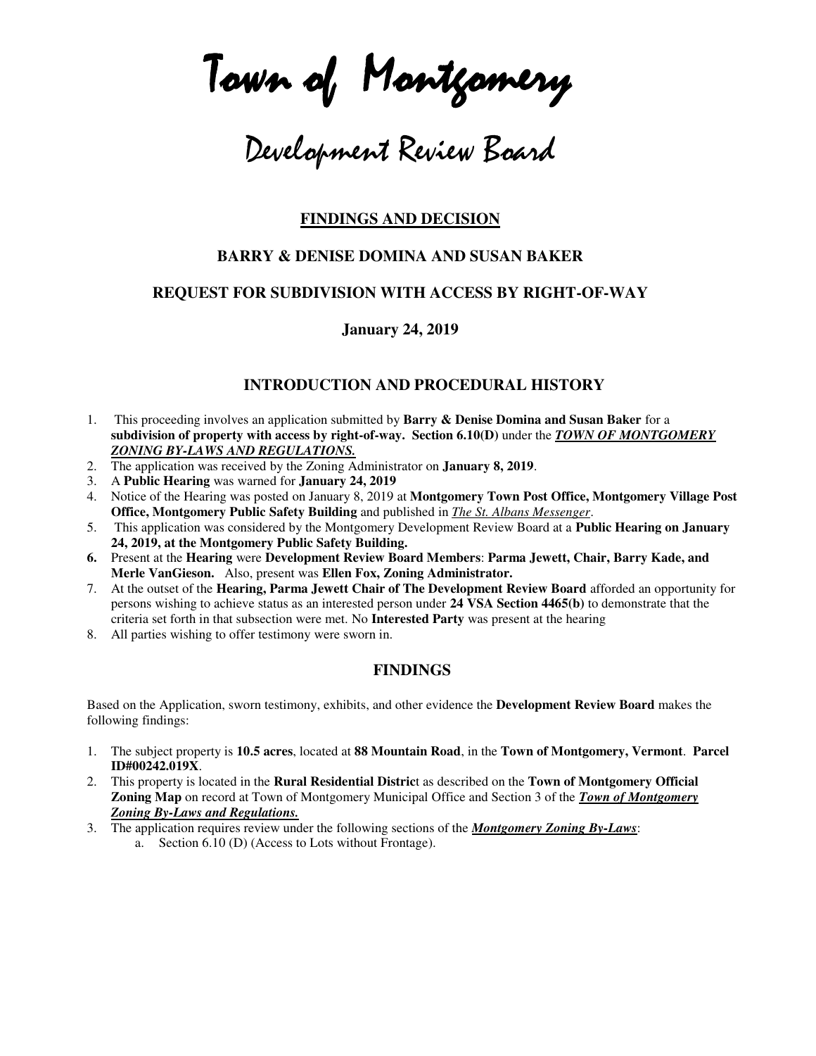# Town of Montgomery

## Development Review Board

**FINDINGS AND DECISION**

**BARRY & DENISE DOMINA AND SUSAN BAKER**

**REQUEST FOR SUBDIVISION WITH ACCESS BY RIGHT-OF-WAY**

**January 24, 2019**

### INTRODUCTION AND PROCEDURAL HISTORY

1. This proceeding involves an application submitted by **Barry & Denise Domina and Susan Baker** for a **subdivision of property with access by right-of-way. Section 6.10(D)** under the ***TOWN OF MONTGOMERY ZONING BY-LAWS AND REGULATIONS.***
2. The application was received by the Zoning Administrator on **January 8, 2019**.
3. A **Public Hearing** was warned for **January 24, 2019**
4. Notice of the Hearing was posted on January 8, 2019 at **Montgomery Town Post Office, Montgomery Village Post Office, Montgomery Public Safety Building** and published in ***The St. Albans Messenger***.
5. This application was considered by the Montgomery Development Review Board at a **Public Hearing on January 24, 2019, at the Montgomery Public Safety Building.**
6. Present at the **Hearing** were **Development Review Board Members**: **Parma Jewett, Chair, Barry Kade, and Merle VanGieson.** Also, present was **Ellen Fox, Zoning Administrator.**
7. At the outset of the **Hearing, Parma Jewett Chair of The Development Review Board** afforded an opportunity for persons wishing to achieve status as an interested person under **24 VSA Section 4465(b)** to demonstrate that the criteria set forth in that subsection were met. No **Interested Party** was present at the hearing
8. All parties wishing to offer testimony were sworn in.

### FINDINGS

Based on the Application, sworn testimony, exhibits, and other evidence the **Development Review Board** makes the following findings:

1. The subject property is **10.5 acres**, located at **88 Mountain Road**, in the **Town of Montgomery, Vermont**. **Parcel ID#00242.019X**.
2. This property is located in the **Rural Residential Distric**t as described on the **Town of Montgomery Official Zoning Map** on record at Town of Montgomery Municipal Office and Section 3 of the ***Town of Montgomery Zoning By-Laws and Regulations.***
3. The application requires review under the following sections of the ***Montgomery Zoning By-Laws***:
   a. Section 6.10 (D) (Access to Lots without Frontage).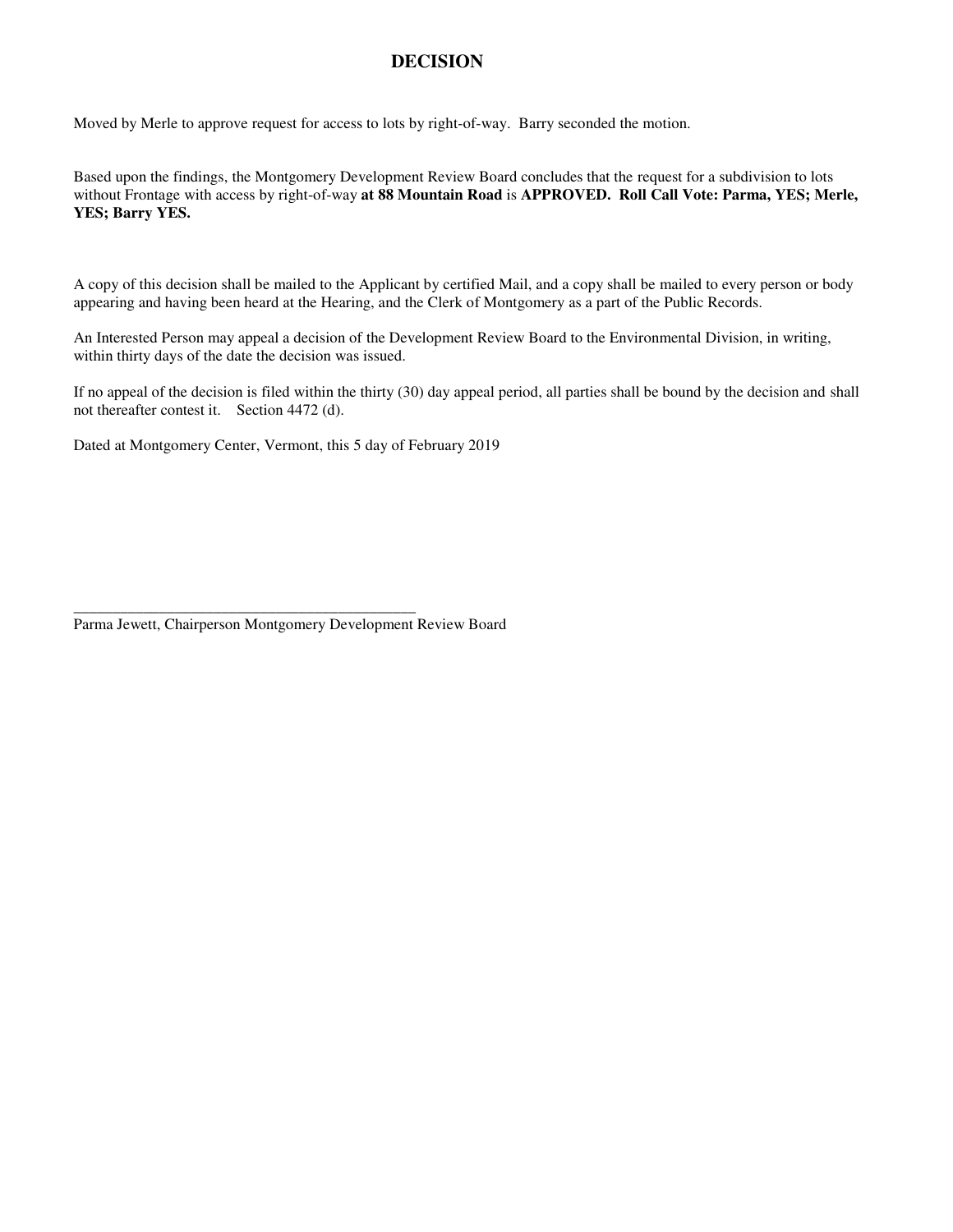## DECISION

Moved by Merle to approve request for access to lots by right-of-way. Barry seconded the motion.

Based upon the findings, the Montgomery Development Review Board concludes that the request for a subdivision to lots without Frontage with access by right-of-way **at 88 Mountain Road** is **APPROVED. Roll Call Vote: Parma, YES; Merle, YES; Barry YES.**

A copy of this decision shall be mailed to the Applicant by certified Mail, and a copy shall be mailed to every person or body appearing and having been heard at the Hearing, and the Clerk of Montgomery as a part of the Public Records.

An Interested Person may appeal a decision of the Development Review Board to the Environmental Division, in writing, within thirty days of the date the decision was issued.

If no appeal of the decision is filed within the thirty (30) day appeal period, all parties shall be bound by the decision and shall not thereafter contest it. Section 4472 (d).

Dated at Montgomery Center, Vermont, this 5 day of February 2019

_____________________________________________

Parma Jewett, Chairperson Montgomery Development Review Board